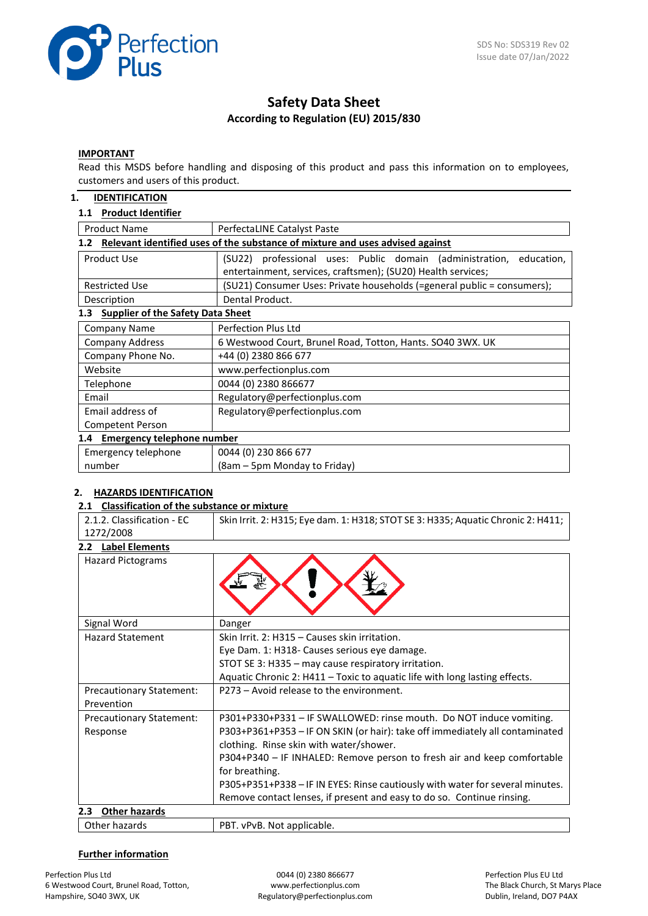SDS No: SDS319 Rev 02
Issue date 07/Jan/2022

# Safety Data Sheet

**According to Regulation (EU) 2015/830**

**IMPORTANT**

Read this MSDS before handling and disposing of this product and pass this information on to employees, customers and users of this product.

## 1. IDENTIFICATION

### 1.1 Product Identifier

| | |
|---|---|
| Product Name | PerfectaLINE Catalyst Paste |

### 1.2 Relevant identified uses of the substance of mixture and uses advised against

| | |
|---|---|
| Product Use | (SU22) professional uses: Public domain (administration, education, entertainment, services, craftsmen); (SU20) Health services; |
| Restricted Use | (SU21) Consumer Uses: Private households (=general public = consumers); |
| Description | Dental Product. |

### 1.3 Supplier of the Safety Data Sheet

| | |
|---|---|
| Company Name | Perfection Plus Ltd |
| Company Address | 6 Westwood Court, Brunel Road, Totton, Hants. SO40 3WX. UK |
| Company Phone No. | +44 (0) 2380 866 677 |
| Website | www.perfectionplus.com |
| Telephone | 0044 (0) 2380 866677 |
| Email | Regulatory@perfectionplus.com |
| Email address of Competent Person | Regulatory@perfectionplus.com |

### 1.4 Emergency telephone number

| | |
|---|---|
| Emergency telephone number | 0044 (0) 230 866 677 (8am – 5pm Monday to Friday) |

## 2. HAZARDS IDENTIFICATION

### 2.1 Classification of the substance or mixture

| | |
|---|---|
| 2.1.2. Classification - EC 1272/2008 | Skin Irrit. 2: H315; Eye dam. 1: H318; STOT SE 3: H335; Aquatic Chronic 2: H411; |

### 2.2 Label Elements

| | |
|---|---|
| Hazard Pictograms | |
| Signal Word | Danger |
| Hazard Statement | Skin Irrit. 2: H315 – Causes skin irritation.<br>Eye Dam. 1: H318- Causes serious eye damage.<br>STOT SE 3: H335 – may cause respiratory irritation.<br>Aquatic Chronic 2: H411 – Toxic to aquatic life with long lasting effects. |
| Precautionary Statement: Prevention | P273 – Avoid release to the environment. |
| Precautionary Statement: Response | P301+P330+P331 – IF SWALLOWED: rinse mouth. Do NOT induce vomiting.<br>P303+P361+P353 – IF ON SKIN (or hair): take off immediately all contaminated clothing. Rinse skin with water/shower.<br>P304+P340 – IF INHALED: Remove person to fresh air and keep comfortable for breathing.<br>P305+P351+P338 – IF IN EYES: Rinse cautiously with water for several minutes. Remove contact lenses, if present and easy to do so. Continue rinsing. |

### 2.3 Other hazards

| | |
|---|---|
| Other hazards | PBT. vPvB. Not applicable. |

**Further information**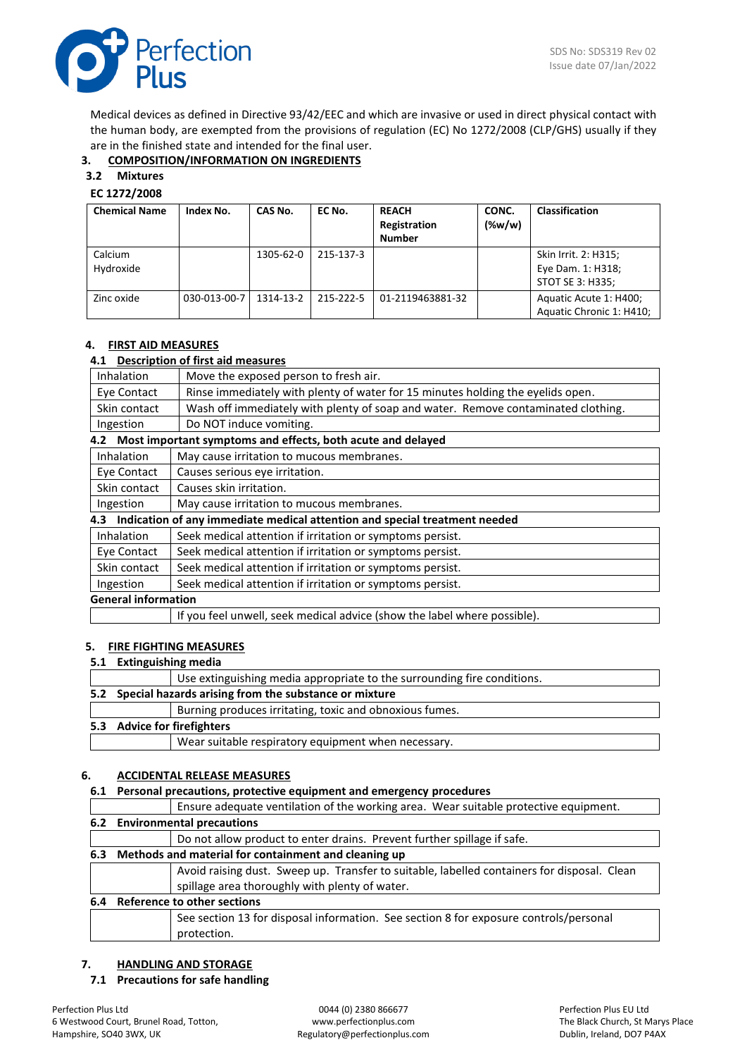Medical devices as defined in Directive 93/42/EEC and which are invasive or used in direct physical contact with the human body, are exempted from the provisions of regulation (EC) No 1272/2008 (CLP/GHS) usually if they are in the finished state and intended for the final user.

## 3. COMPOSITION/INFORMATION ON INGREDIENTS

### 3.2 Mixtures

**EC 1272/2008**

| Chemical Name | Index No. | CAS No. | EC No. | REACH Registration Number | CONC. (%w/w) | Classification |
|---|---|---|---|---|---|---|
| Calcium Hydroxide | | 1305-62-0 | 215-137-3 | | | Skin Irrit. 2: H315; Eye Dam. 1: H318; STOT SE 3: H335; |
| Zinc oxide | 030-013-00-7 | 1314-13-2 | 215-222-5 | 01-2119463881-32 | | Aquatic Acute 1: H400; Aquatic Chronic 1: H410; |

## 4. FIRST AID MEASURES

### 4.1 Description of first aid measures

| | |
|---|---|
| Inhalation | Move the exposed person to fresh air. |
| Eye Contact | Rinse immediately with plenty of water for 15 minutes holding the eyelids open. |
| Skin contact | Wash off immediately with plenty of soap and water. Remove contaminated clothing. |
| Ingestion | Do NOT induce vomiting. |

### 4.2 Most important symptoms and effects, both acute and delayed

| | |
|---|---|
| Inhalation | May cause irritation to mucous membranes. |
| Eye Contact | Causes serious eye irritation. |
| Skin contact | Causes skin irritation. |
| Ingestion | May cause irritation to mucous membranes. |

### 4.3 Indication of any immediate medical attention and special treatment needed

| | |
|---|---|
| Inhalation | Seek medical attention if irritation or symptoms persist. |
| Eye Contact | Seek medical attention if irritation or symptoms persist. |
| Skin contact | Seek medical attention if irritation or symptoms persist. |
| Ingestion | Seek medical attention if irritation or symptoms persist. |

**General information**

If you feel unwell, seek medical advice (show the label where possible).

## 5. FIRE FIGHTING MEASURES

### 5.1 Extinguishing media

Use extinguishing media appropriate to the surrounding fire conditions.

### 5.2 Special hazards arising from the substance or mixture

Burning produces irritating, toxic and obnoxious fumes.

### 5.3 Advice for firefighters

Wear suitable respiratory equipment when necessary.

## 6. ACCIDENTAL RELEASE MEASURES

### 6.1 Personal precautions, protective equipment and emergency procedures

Ensure adequate ventilation of the working area. Wear suitable protective equipment.

### 6.2 Environmental precautions

Do not allow product to enter drains. Prevent further spillage if safe.

### 6.3 Methods and material for containment and cleaning up

Avoid raising dust. Sweep up. Transfer to suitable, labelled containers for disposal. Clean spillage area thoroughly with plenty of water.

### 6.4 Reference to other sections

See section 13 for disposal information. See section 8 for exposure controls/personal protection.

## 7. HANDLING AND STORAGE

### 7.1 Precautions for safe handling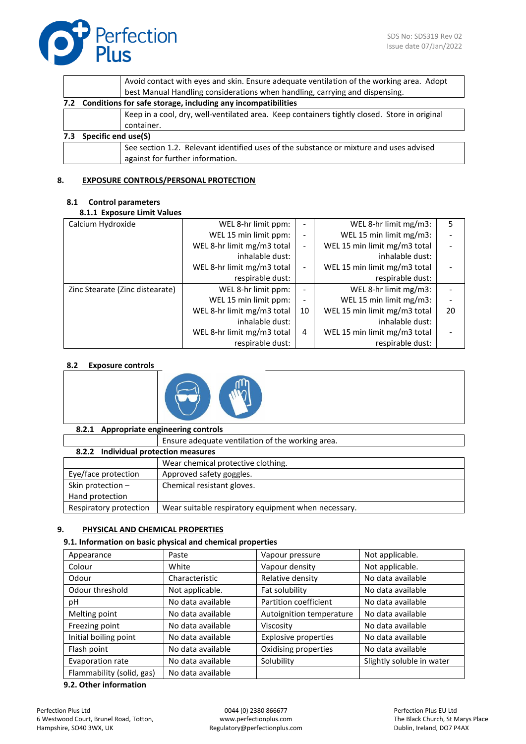| | |
|---|---|
| | Avoid contact with eyes and skin. Ensure adequate ventilation of the working area. Adopt best Manual Handling considerations when handling, carrying and dispensing. |

**7.2 Conditions for safe storage, including any incompatibilities**

| | |
|---|---|
| | Keep in a cool, dry, well-ventilated area. Keep containers tightly closed. Store in original container. |

**7.3 Specific end use(S)**

| | |
|---|---|
| | See section 1.2. Relevant identified uses of the substance or mixture and uses advised against for further information. |

## 8. EXPOSURE CONTROLS/PERSONAL PROTECTION

### 8.1 Control parameters

**8.1.1 Exposure Limit Values**

| | | | | |
|---|---|---|---|---|
| Calcium Hydroxide | WEL 8-hr limit ppm: | - | WEL 8-hr limit mg/m3: | 5 |
| | WEL 15 min limit ppm: | - | WEL 15 min limit mg/m3: | - |
| | WEL 8-hr limit mg/m3 total inhalable dust: | - | WEL 15 min limit mg/m3 total inhalable dust: | - |
| | WEL 8-hr limit mg/m3 total respirable dust: | - | WEL 15 min limit mg/m3 total respirable dust: | - |
| Zinc Stearate (Zinc distearate) | WEL 8-hr limit ppm: | - | WEL 8-hr limit mg/m3: | - |
| | WEL 15 min limit ppm: | - | WEL 15 min limit mg/m3: | - |
| | WEL 8-hr limit mg/m3 total inhalable dust: | 10 | WEL 15 min limit mg/m3 total inhalable dust: | 20 |
| | WEL 8-hr limit mg/m3 total respirable dust: | 4 | WEL 15 min limit mg/m3 total respirable dust: | - |

### 8.2 Exposure controls

**8.2.1 Appropriate engineering controls**

| | |
|---|---|
| | Ensure adequate ventilation of the working area. |

**8.2.2 Individual protection measures**

| | |
|---|---|
| | Wear chemical protective clothing. |
| Eye/face protection | Approved safety goggles. |
| Skin protection – Hand protection | Chemical resistant gloves. |
| Respiratory protection | Wear suitable respiratory equipment when necessary. |

## 9. PHYSICAL AND CHEMICAL PROPERTIES

**9.1. Information on basic physical and chemical properties**

| | | | |
|---|---|---|---|
| Appearance | Paste | Vapour pressure | Not applicable. |
| Colour | White | Vapour density | Not applicable. |
| Odour | Characteristic | Relative density | No data available |
| Odour threshold | Not applicable. | Fat solubility | No data available |
| pH | No data available | Partition coefficient | No data available |
| Melting point | No data available | Autoignition temperature | No data available |
| Freezing point | No data available | Viscosity | No data available |
| Initial boiling point | No data available | Explosive properties | No data available |
| Flash point | No data available | Oxidising properties | No data available |
| Evaporation rate | No data available | Solubility | Slightly soluble in water |
| Flammability (solid, gas) | No data available | | |

**9.2. Other information**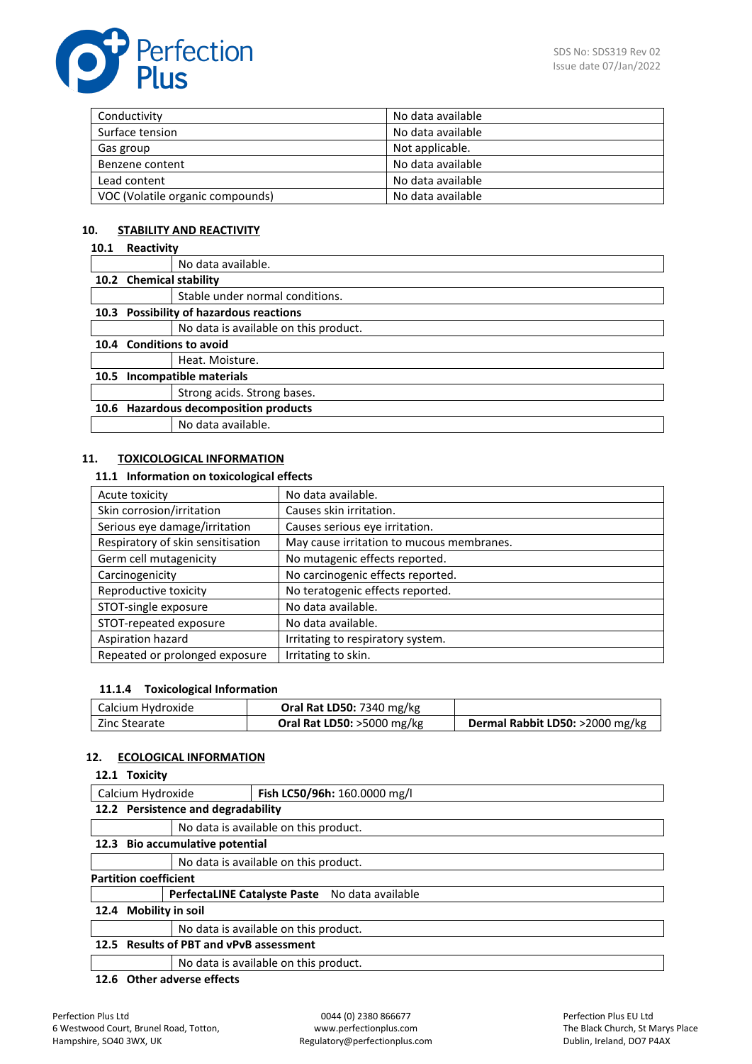| Conductivity | No data available |
|---|---|
| Surface tension | No data available |
| Gas group | Not applicable. |
| Benzene content | No data available |
| Lead content | No data available |
| VOC (Volatile organic compounds) | No data available |

## 10. STABILITY AND REACTIVITY

### 10.1 Reactivity

No data available.

### 10.2 Chemical stability

Stable under normal conditions.

### 10.3 Possibility of hazardous reactions

No data is available on this product.

### 10.4 Conditions to avoid

Heat. Moisture.

### 10.5 Incompatible materials

Strong acids. Strong bases.

### 10.6 Hazardous decomposition products

No data available.

## 11. TOXICOLOGICAL INFORMATION

### 11.1 Information on toxicological effects

| Acute toxicity | No data available. |
|---|---|
| Skin corrosion/irritation | Causes skin irritation. |
| Serious eye damage/irritation | Causes serious eye irritation. |
| Respiratory of skin sensitisation | May cause irritation to mucous membranes. |
| Germ cell mutagenicity | No mutagenic effects reported. |
| Carcinogenicity | No carcinogenic effects reported. |
| Reproductive toxicity | No teratogenic effects reported. |
| STOT-single exposure | No data available. |
| STOT-repeated exposure | No data available. |
| Aspiration hazard | Irritating to respiratory system. |
| Repeated or prolonged exposure | Irritating to skin. |

#### 11.1.4 Toxicological Information

| Calcium Hydroxide | **Oral Rat LD50:** 7340 mg/kg | |
|---|---|---|
| Zinc Stearate | **Oral Rat LD50:** >5000 mg/kg | **Dermal Rabbit LD50:** >2000 mg/kg |

## 12. ECOLOGICAL INFORMATION

### 12.1 Toxicity

| Calcium Hydroxide | **Fish LC50/96h:** 160.0000 mg/l |
|---|---|

### 12.2 Persistence and degradability

No data is available on this product.

### 12.3 Bio accumulative potential

No data is available on this product.

**Partition coefficient**

**PerfectaLINE Catalyste Paste** No data available

### 12.4 Mobility in soil

No data is available on this product.

### 12.5 Results of PBT and vPvB assessment

No data is available on this product.

### 12.6 Other adverse effects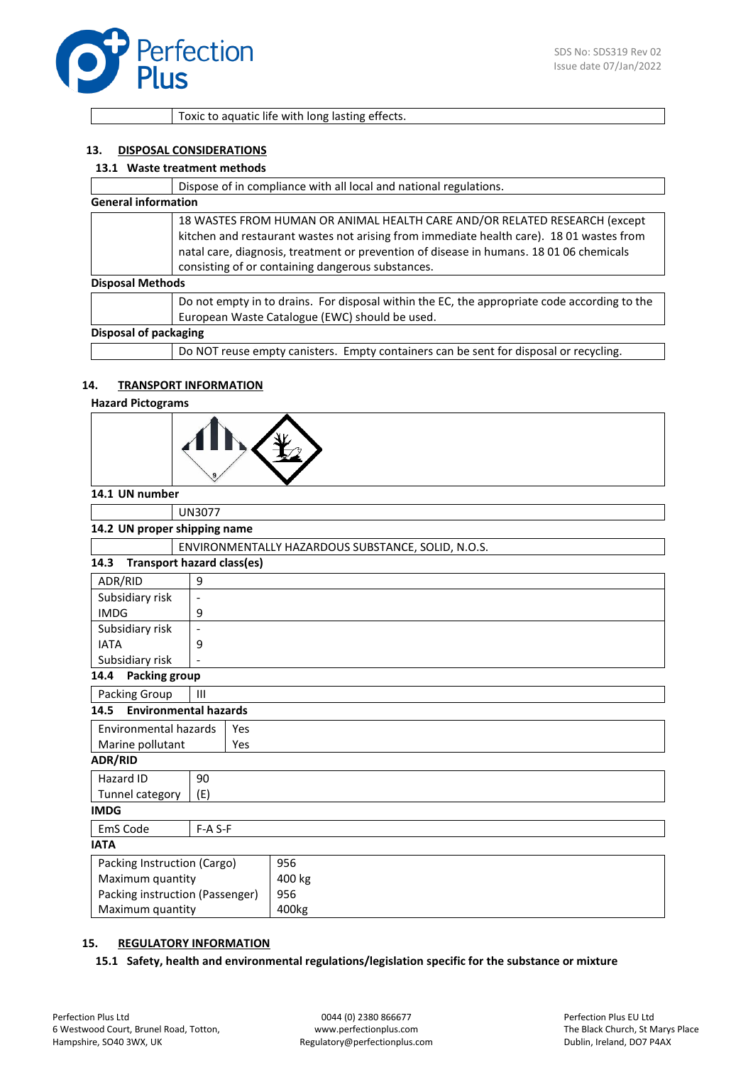| | Toxic to aquatic life with long lasting effects. |
|---|---|

## 13. DISPOSAL CONSIDERATIONS

### 13.1 Waste treatment methods

| | Dispose of in compliance with all local and national regulations. |
|---|---|

**General information**

| | 18 WASTES FROM HUMAN OR ANIMAL HEALTH CARE AND/OR RELATED RESEARCH (except kitchen and restaurant wastes not arising from immediate health care). 18 01 wastes from natal care, diagnosis, treatment or prevention of disease in humans. 18 01 06 chemicals consisting of or containing dangerous substances. |
|---|---|

**Disposal Methods**

| | Do not empty in to drains. For disposal within the EC, the appropriate code according to the European Waste Catalogue (EWC) should be used. |
|---|---|

**Disposal of packaging**

| | Do NOT reuse empty canisters. Empty containers can be sent for disposal or recycling. |
|---|---|

## 14. TRANSPORT INFORMATION

**Hazard Pictograms**

**14.1 UN number**

| | UN3077 |
|---|---|

**14.2 UN proper shipping name**

| | ENVIRONMENTALLY HAZARDOUS SUBSTANCE, SOLID, N.O.S. |
|---|---|

**14.3 Transport hazard class(es)**

| | |
|---|---|
| ADR/RID | 9 |
| Subsidiary risk | - |
| IMDG | 9 |
| Subsidiary risk | - |
| IATA | 9 |
| Subsidiary risk | - |

**14.4 Packing group**

| | |
|---|---|
| Packing Group | III |

**14.5 Environmental hazards**

| | |
|---|---|
| Environmental hazards | Yes |
| Marine pollutant | Yes |

**ADR/RID**

| | |
|---|---|
| Hazard ID | 90 |
| Tunnel category | (E) |

**IMDG**

| | |
|---|---|
| EmS Code | F-A S-F |

**IATA**

| | |
|---|---|
| Packing Instruction (Cargo) | 956 |
| Maximum quantity | 400 kg |
| Packing instruction (Passenger) | 956 |
| Maximum quantity | 400kg |

## 15. REGULATORY INFORMATION

### 15.1 Safety, health and environmental regulations/legislation specific for the substance or mixture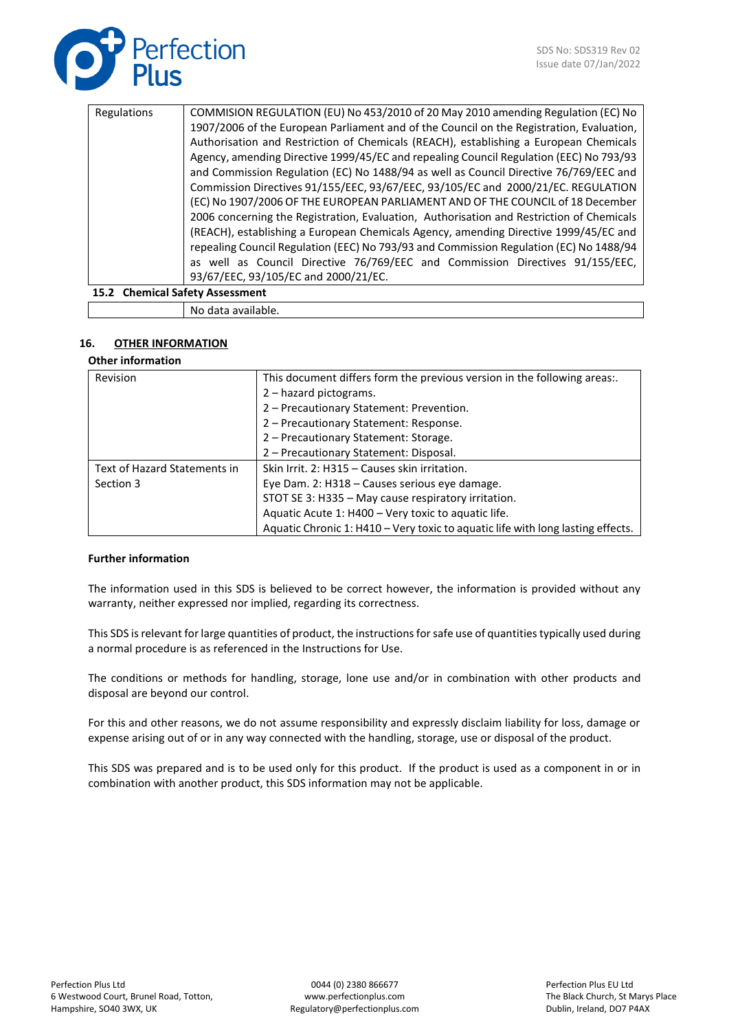| | |
|---|---|
| Regulations | COMMISION REGULATION (EU) No 453/2010 of 20 May 2010 amending Regulation (EC) No 1907/2006 of the European Parliament and of the Council on the Registration, Evaluation, Authorisation and Restriction of Chemicals (REACH), establishing a European Chemicals Agency, amending Directive 1999/45/EC and repealing Council Regulation (EEC) No 793/93 and Commission Regulation (EC) No 1488/94 as well as Council Directive 76/769/EEC and Commission Directives 91/155/EEC, 93/67/EEC, 93/105/EC and 2000/21/EC. REGULATION (EC) No 1907/2006 OF THE EUROPEAN PARLIAMENT AND OF THE COUNCIL of 18 December 2006 concerning the Registration, Evaluation, Authorisation and Restriction of Chemicals (REACH), establishing a European Chemicals Agency, amending Directive 1999/45/EC and repealing Council Regulation (EEC) No 793/93 and Commission Regulation (EC) No 1488/94 as well as Council Directive 76/769/EEC and Commission Directives 91/155/EEC, 93/67/EEC, 93/105/EC and 2000/21/EC. |

**15.2 Chemical Safety Assessment**

| | |
|---|---|
| | No data available. |

## 16. OTHER INFORMATION

**Other information**

| | |
|---|---|
| Revision | This document differs form the previous version in the following areas:.<br>2 – hazard pictograms.<br>2 – Precautionary Statement: Prevention.<br>2 – Precautionary Statement: Response.<br>2 – Precautionary Statement: Storage.<br>2 – Precautionary Statement: Disposal. |
| Text of Hazard Statements in Section 3 | Skin Irrit. 2: H315 – Causes skin irritation.<br>Eye Dam. 2: H318 – Causes serious eye damage.<br>STOT SE 3: H335 – May cause respiratory irritation.<br>Aquatic Acute 1: H400 – Very toxic to aquatic life.<br>Aquatic Chronic 1: H410 – Very toxic to aquatic life with long lasting effects. |

**Further information**

The information used in this SDS is believed to be correct however, the information is provided without any warranty, neither expressed nor implied, regarding its correctness.

This SDS is relevant for large quantities of product, the instructions for safe use of quantities typically used during a normal procedure is as referenced in the Instructions for Use.

The conditions or methods for handling, storage, lone use and/or in combination with other products and disposal are beyond our control.

For this and other reasons, we do not assume responsibility and expressly disclaim liability for loss, damage or expense arising out of or in any way connected with the handling, storage, use or disposal of the product.

This SDS was prepared and is to be used only for this product. If the product is used as a component in or in combination with another product, this SDS information may not be applicable.